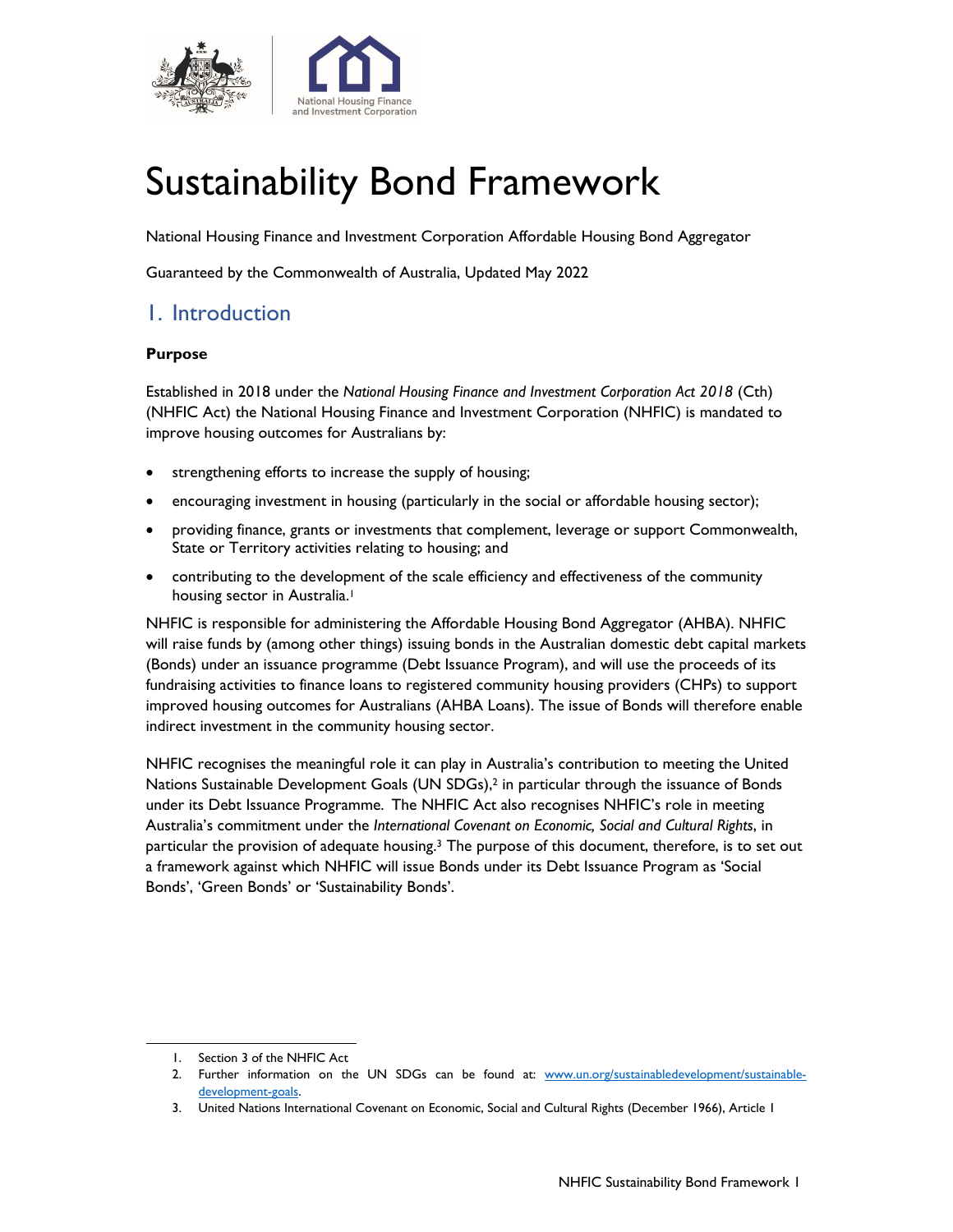# Sustainability Bond Framework

National Housing Finance and Investment Corporation Affordable Housing Bond Aggregator

Guaranteed by the Commonwealth of Australia, Updated May 2022

## 1. Introduction

**Purpose**

Established in 2018 under the *National Housing Finance and Investment Corporation Act 2018* (Cth) (NHFIC Act) the National Housing Finance and Investment Corporation (NHFIC) is mandated to improve housing outcomes for Australians by:

- strengthening efforts to increase the supply of housing;
- encouraging investment in housing (particularly in the social or affordable housing sector);
- providing finance, grants or investments that complement, leverage or support Commonwealth, State or Territory activities relating to housing; and
- contributing to the development of the scale efficiency and effectiveness of the community housing sector in Australia.[1]

NHFIC is responsible for administering the Affordable Housing Bond Aggregator (AHBA). NHFIC will raise funds by (among other things) issuing bonds in the Australian domestic debt capital markets (Bonds) under an issuance programme (Debt Issuance Program), and will use the proceeds of its fundraising activities to finance loans to registered community housing providers (CHPs) to support improved housing outcomes for Australians (AHBA Loans). The issue of Bonds will therefore enable indirect investment in the community housing sector.

NHFIC recognises the meaningful role it can play in Australia's contribution to meeting the United Nations Sustainable Development Goals (UN SDGs),[2] in particular through the issuance of Bonds under its Debt Issuance Programme. The NHFIC Act also recognises NHFIC's role in meeting Australia's commitment under the *International Covenant on Economic, Social and Cultural Rights*, in particular the provision of adequate housing.[3] The purpose of this document, therefore, is to set out a framework against which NHFIC will issue Bonds under its Debt Issuance Program as 'Social Bonds', 'Green Bonds' or 'Sustainability Bonds'.

1. Section 3 of the NHFIC Act
2. Further information on the UN SDGs can be found at: www.un.org/sustainabledevelopment/sustainable-development-goals.
3. United Nations International Covenant on Economic, Social and Cultural Rights (December 1966), Article 1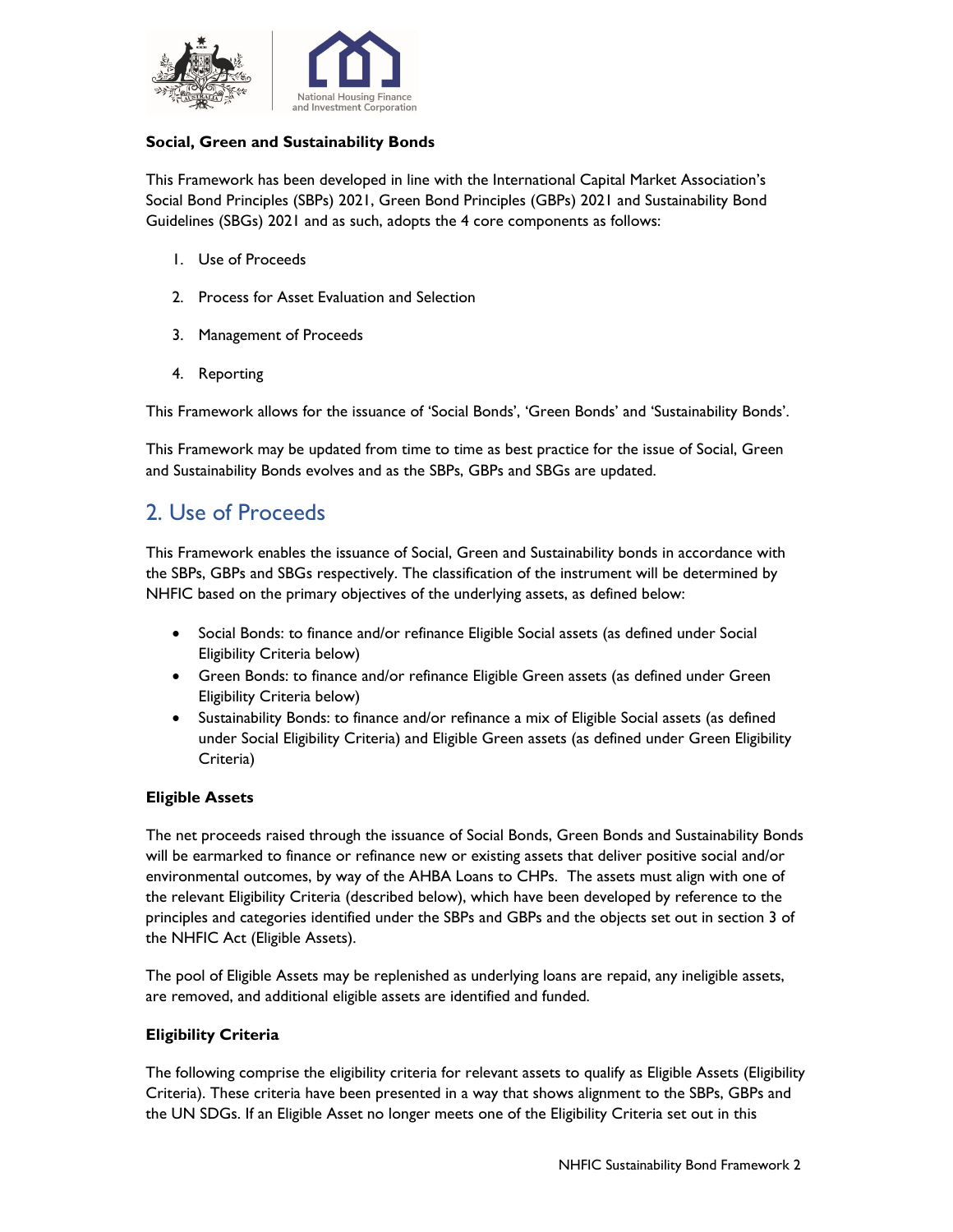**Social, Green and Sustainability Bonds**

This Framework has been developed in line with the International Capital Market Association's Social Bond Principles (SBPs) 2021, Green Bond Principles (GBPs) 2021 and Sustainability Bond Guidelines (SBGs) 2021 and as such, adopts the 4 core components as follows:

1. Use of Proceeds
2. Process for Asset Evaluation and Selection
3. Management of Proceeds
4. Reporting

This Framework allows for the issuance of 'Social Bonds', 'Green Bonds' and 'Sustainability Bonds'.

This Framework may be updated from time to time as best practice for the issue of Social, Green and Sustainability Bonds evolves and as the SBPs, GBPs and SBGs are updated.

## 2. Use of Proceeds

This Framework enables the issuance of Social, Green and Sustainability bonds in accordance with the SBPs, GBPs and SBGs respectively. The classification of the instrument will be determined by NHFIC based on the primary objectives of the underlying assets, as defined below:

- Social Bonds: to finance and/or refinance Eligible Social assets (as defined under Social Eligibility Criteria below)
- Green Bonds: to finance and/or refinance Eligible Green assets (as defined under Green Eligibility Criteria below)
- Sustainability Bonds: to finance and/or refinance a mix of Eligible Social assets (as defined under Social Eligibility Criteria) and Eligible Green assets (as defined under Green Eligibility Criteria)

**Eligible Assets**

The net proceeds raised through the issuance of Social Bonds, Green Bonds and Sustainability Bonds will be earmarked to finance or refinance new or existing assets that deliver positive social and/or environmental outcomes, by way of the AHBA Loans to CHPs. The assets must align with one of the relevant Eligibility Criteria (described below), which have been developed by reference to the principles and categories identified under the SBPs and GBPs and the objects set out in section 3 of the NHFIC Act (Eligible Assets).

The pool of Eligible Assets may be replenished as underlying loans are repaid, any ineligible assets, are removed, and additional eligible assets are identified and funded.

**Eligibility Criteria**

The following comprise the eligibility criteria for relevant assets to qualify as Eligible Assets (Eligibility Criteria). These criteria have been presented in a way that shows alignment to the SBPs, GBPs and the UN SDGs. If an Eligible Asset no longer meets one of the Eligibility Criteria set out in this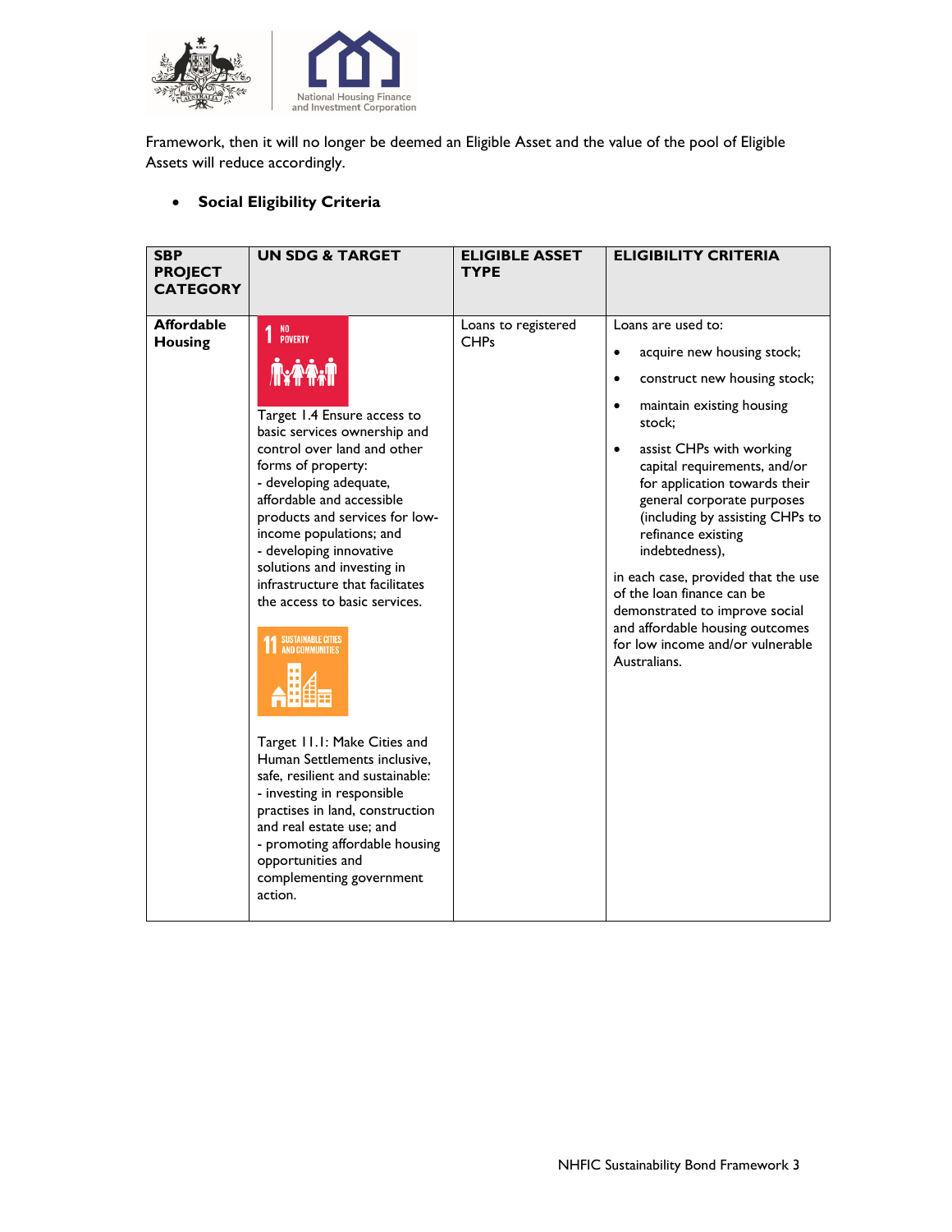Framework, then it will no longer be deemed an Eligible Asset and the value of the pool of Eligible Assets will reduce accordingly.

- **Social Eligibility Criteria**

| SBP PROJECT CATEGORY | UN SDG & TARGET | ELIGIBLE ASSET TYPE | ELIGIBILITY CRITERIA |
|---|---|---|---|
| **Affordable Housing** | 1 NO POVERTY<br><br>Target 1.4 Ensure access to basic services ownership and control over land and other forms of property:<br>- developing adequate, affordable and accessible products and services for low-income populations; and<br>- developing innovative solutions and investing in infrastructure that facilitates the access to basic services.<br><br>11 SUSTAINABLE CITIES AND COMMUNITIES<br><br>Target 11.1: Make Cities and Human Settlements inclusive, safe, resilient and sustainable:<br>- investing in responsible practises in land, construction and real estate use; and<br>- promoting affordable housing opportunities and complementing government action. | Loans to registered CHPs | Loans are used to:<br>• acquire new housing stock;<br>• construct new housing stock;<br>• maintain existing housing stock;<br>• assist CHPs with working capital requirements, and/or for application towards their general corporate purposes (including by assisting CHPs to refinance existing indebtedness),<br><br>in each case, provided that the use of the loan finance can be demonstrated to improve social and affordable housing outcomes for low income and/or vulnerable Australians. |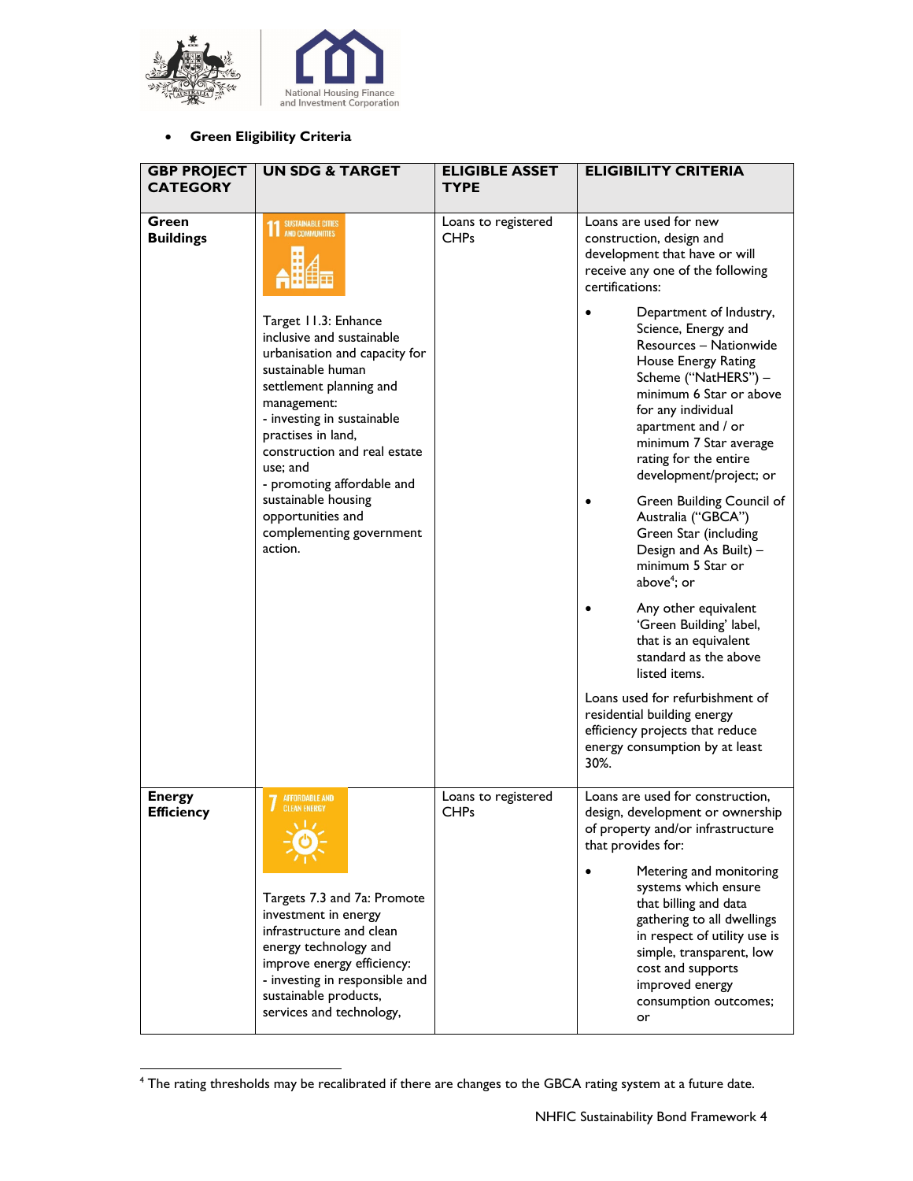- **Green Eligibility Criteria**

| GBP PROJECT CATEGORY | UN SDG & TARGET | ELIGIBLE ASSET TYPE | ELIGIBILITY CRITERIA |
|---|---|---|---|
| **Green Buildings** | 11 SUSTAINABLE CITIES AND COMMUNITIES<br><br>Target 11.3: Enhance inclusive and sustainable urbanisation and capacity for sustainable human settlement planning and management:<br>- investing in sustainable practises in land, construction and real estate use; and<br>- promoting affordable and sustainable housing opportunities and complementing government action. | Loans to registered CHPs | Loans are used for new construction, design and development that have or will receive any one of the following certifications:<br>• Department of Industry, Science, Energy and Resources – Nationwide House Energy Rating Scheme ("NatHERS") – minimum 6 Star or above for any individual apartment and / or minimum 7 Star average rating for the entire development/project; or<br>• Green Building Council of Australia ("GBCA") Green Star (including Design and As Built) – minimum 5 Star or above[4]; or<br>• Any other equivalent 'Green Building' label, that is an equivalent standard as the above listed items.<br><br>Loans used for refurbishment of residential building energy efficiency projects that reduce energy consumption by at least 30%. |
| **Energy Efficiency** | 7 AFFORDABLE AND CLEAN ENERGY<br><br>Targets 7.3 and 7a: Promote investment in energy infrastructure and clean energy technology and improve energy efficiency:<br>- investing in responsible and sustainable products, services and technology, | Loans to registered CHPs | Loans are used for construction, design, development or ownership of property and/or infrastructure that provides for:<br>• Metering and monitoring systems which ensure that billing and data gathering to all dwellings in respect of utility use is simple, transparent, low cost and supports improved energy consumption outcomes; or |

[4] The rating thresholds may be recalibrated if there are changes to the GBCA rating system at a future date.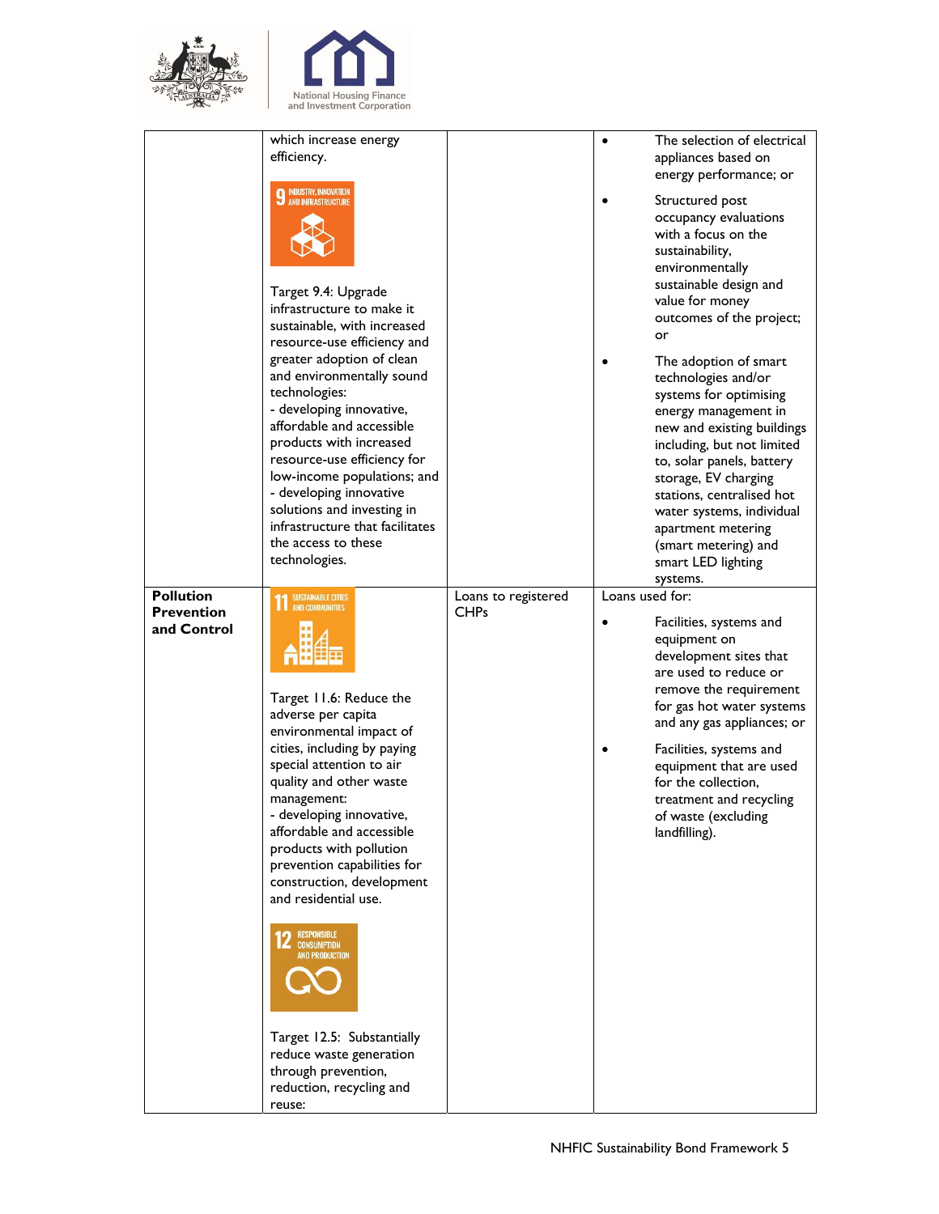| | | | |
|---|---|---|---|
| | which increase energy efficiency.<br><br>9 INDUSTRY, INNOVATION AND INFRASTRUCTURE<br><br>Target 9.4: Upgrade infrastructure to make it sustainable, with increased resource-use efficiency and greater adoption of clean and environmentally sound technologies:<br>- developing innovative, affordable and accessible products with increased resource-use efficiency for low-income populations; and<br>- developing innovative solutions and investing in infrastructure that facilitates the access to these technologies. | | • The selection of electrical appliances based on energy performance; or<br><br>• Structured post occupancy evaluations with a focus on the sustainability, environmentally sustainable design and value for money outcomes of the project; or<br><br>• The adoption of smart technologies and/or systems for optimising energy management in new and existing buildings including, but not limited to, solar panels, battery storage, EV charging stations, centralised hot water systems, individual apartment metering (smart metering) and smart LED lighting systems. |
| **Pollution Prevention and Control** | 11 SUSTAINABLE CITIES AND COMMUNITIES<br><br>Target 11.6: Reduce the adverse per capita environmental impact of cities, including by paying special attention to air quality and other waste management:<br>- developing innovative, affordable and accessible products with pollution prevention capabilities for construction, development and residential use.<br><br>12 RESPONSIBLE CONSUMPTION AND PRODUCTION<br><br>Target 12.5: Substantially reduce waste generation through prevention, reduction, recycling and reuse: | Loans to registered CHPs | Loans used for:<br><br>• Facilities, systems and equipment on development sites that are used to reduce or remove the requirement for gas hot water systems and any gas appliances; or<br><br>• Facilities, systems and equipment that are used for the collection, treatment and recycling of waste (excluding landfilling). |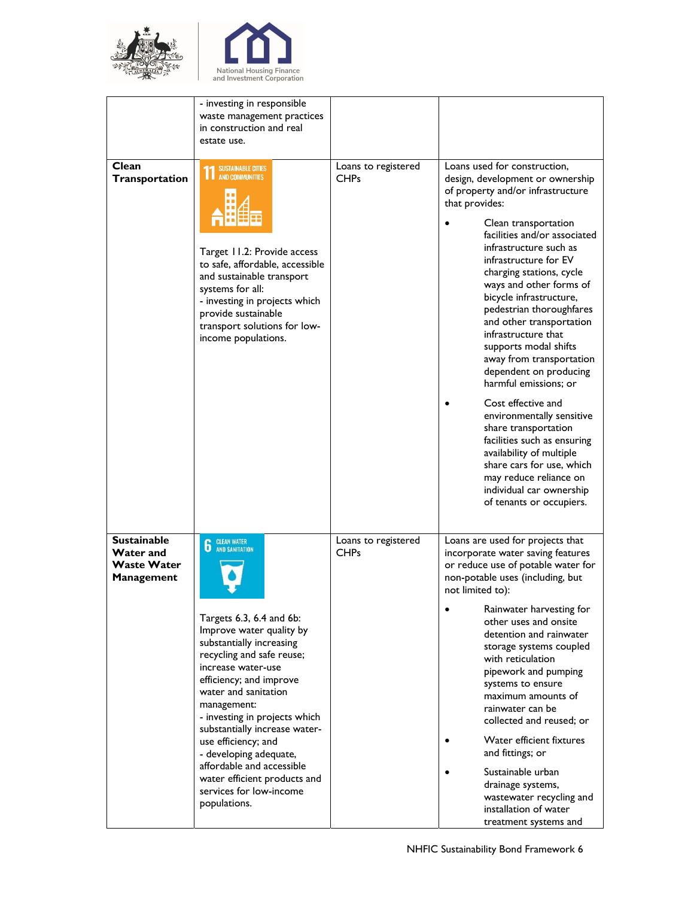| | | | |
|---|---|---|---|
| | - investing in responsible waste management practices in construction and real estate use. | | |
| **Clean Transportation** | 11 SUSTAINABLE CITIES AND COMMUNITIES<br><br>Target 11.2: Provide access to safe, affordable, accessible and sustainable transport systems for all:<br>- investing in projects which provide sustainable transport solutions for low-income populations. | Loans to registered CHPs | Loans used for construction, design, development or ownership of property and/or infrastructure that provides:<br>• Clean transportation facilities and/or associated infrastructure such as infrastructure for EV charging stations, cycle ways and other forms of bicycle infrastructure, pedestrian thoroughfares and other transportation infrastructure that supports modal shifts away from transportation dependent on producing harmful emissions; or<br>• Cost effective and environmentally sensitive share transportation facilities such as ensuring availability of multiple share cars for use, which may reduce reliance on individual car ownership of tenants or occupiers. |
| **Sustainable Water and Waste Water Management** | 6 CLEAN WATER AND SANITATION<br><br>Targets 6.3, 6.4 and 6b: Improve water quality by substantially increasing recycling and safe reuse; increase water-use efficiency; and improve water and sanitation management:<br>- investing in projects which substantially increase water-use efficiency; and<br>- developing adequate, affordable and accessible water efficient products and services for low-income populations. | Loans to registered CHPs | Loans are used for projects that incorporate water saving features or reduce use of potable water for non-potable uses (including, but not limited to):<br>• Rainwater harvesting for other uses and onsite detention and rainwater storage systems coupled with reticulation pipework and pumping systems to ensure maximum amounts of rainwater can be collected and reused; or<br>• Water efficient fixtures and fittings; or<br>• Sustainable urban drainage systems, wastewater recycling and installation of water treatment systems and |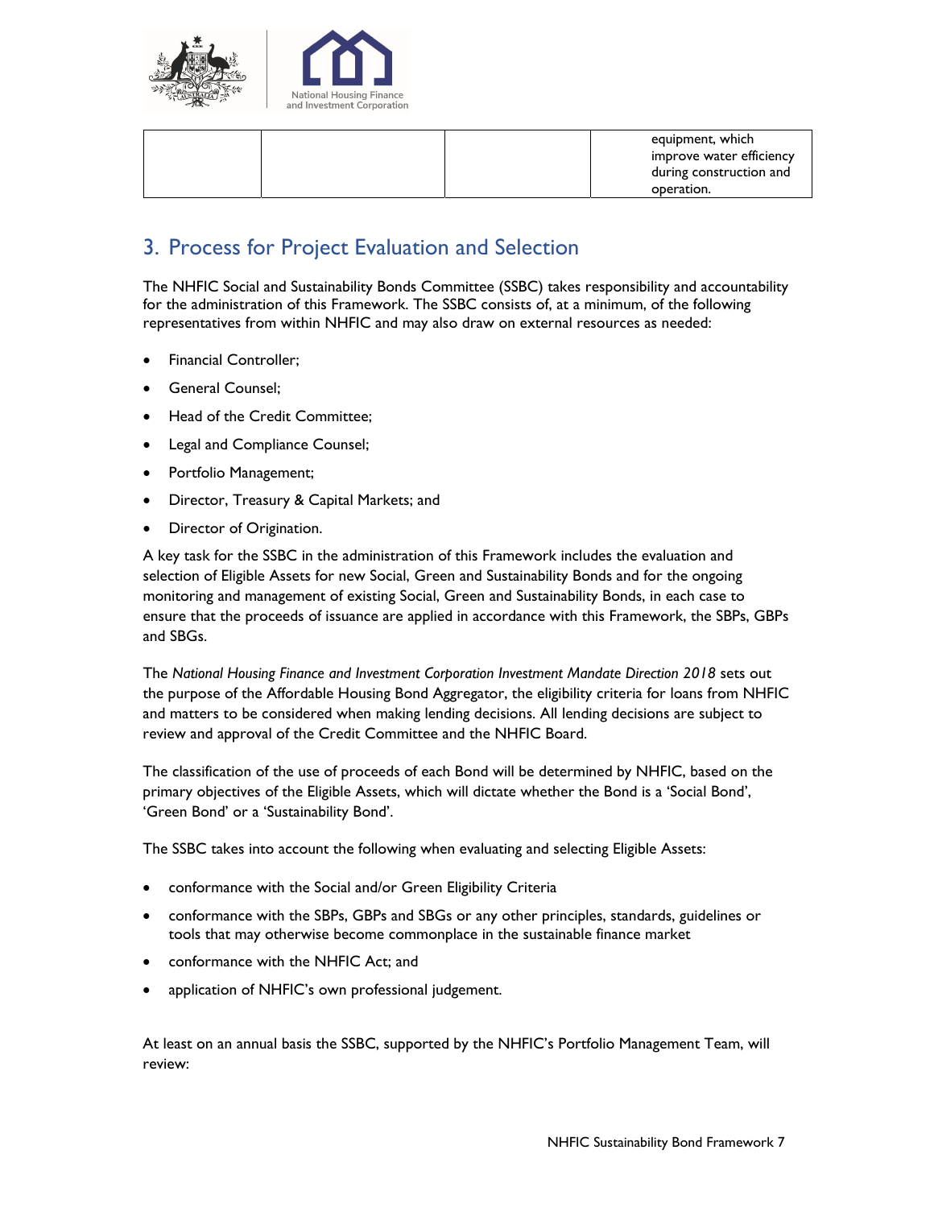| | | | equipment, which improve water efficiency during construction and operation. |
|---|---|---|---|

## 3. Process for Project Evaluation and Selection

The NHFIC Social and Sustainability Bonds Committee (SSBC) takes responsibility and accountability for the administration of this Framework. The SSBC consists of, at a minimum, of the following representatives from within NHFIC and may also draw on external resources as needed:

- Financial Controller;
- General Counsel;
- Head of the Credit Committee;
- Legal and Compliance Counsel;
- Portfolio Management;
- Director, Treasury & Capital Markets; and
- Director of Origination.

A key task for the SSBC in the administration of this Framework includes the evaluation and selection of Eligible Assets for new Social, Green and Sustainability Bonds and for the ongoing monitoring and management of existing Social, Green and Sustainability Bonds, in each case to ensure that the proceeds of issuance are applied in accordance with this Framework, the SBPs, GBPs and SBGs.

The *National Housing Finance and Investment Corporation Investment Mandate Direction 2018* sets out the purpose of the Affordable Housing Bond Aggregator, the eligibility criteria for loans from NHFIC and matters to be considered when making lending decisions. All lending decisions are subject to review and approval of the Credit Committee and the NHFIC Board.

The classification of the use of proceeds of each Bond will be determined by NHFIC, based on the primary objectives of the Eligible Assets, which will dictate whether the Bond is a 'Social Bond', 'Green Bond' or a 'Sustainability Bond'.

The SSBC takes into account the following when evaluating and selecting Eligible Assets:

- conformance with the Social and/or Green Eligibility Criteria
- conformance with the SBPs, GBPs and SBGs or any other principles, standards, guidelines or tools that may otherwise become commonplace in the sustainable finance market
- conformance with the NHFIC Act; and
- application of NHFIC's own professional judgement.

At least on an annual basis the SSBC, supported by the NHFIC's Portfolio Management Team, will review: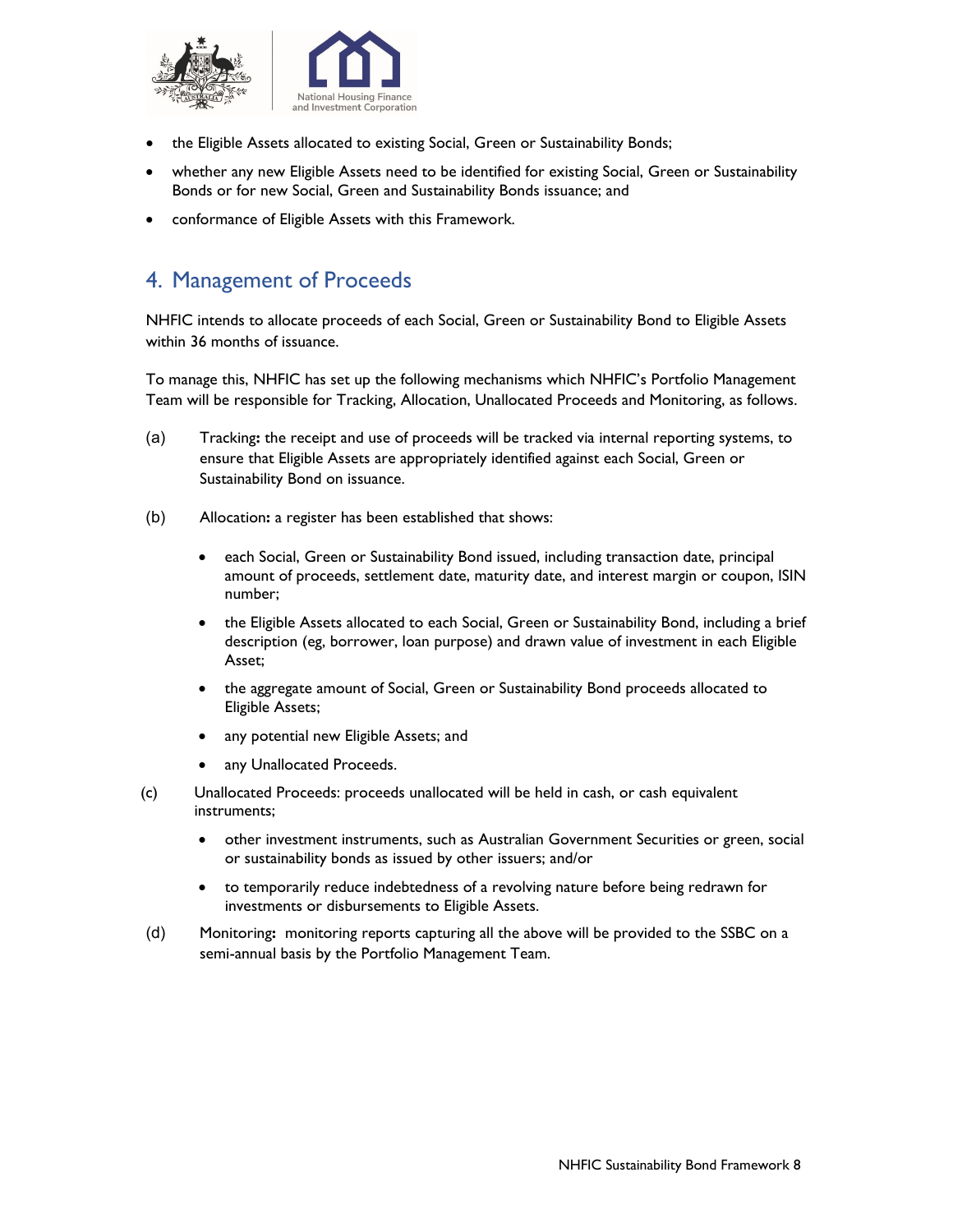- the Eligible Assets allocated to existing Social, Green or Sustainability Bonds;
- whether any new Eligible Assets need to be identified for existing Social, Green or Sustainability Bonds or for new Social, Green and Sustainability Bonds issuance; and
- conformance of Eligible Assets with this Framework.

## 4. Management of Proceeds

NHFIC intends to allocate proceeds of each Social, Green or Sustainability Bond to Eligible Assets within 36 months of issuance.

To manage this, NHFIC has set up the following mechanisms which NHFIC's Portfolio Management Team will be responsible for Tracking, Allocation, Unallocated Proceeds and Monitoring, as follows.

(a) Tracking**:** the receipt and use of proceeds will be tracked via internal reporting systems, to ensure that Eligible Assets are appropriately identified against each Social, Green or Sustainability Bond on issuance.

(b) Allocation**:** a register has been established that shows:

- each Social, Green or Sustainability Bond issued, including transaction date, principal amount of proceeds, settlement date, maturity date, and interest margin or coupon, ISIN number;
- the Eligible Assets allocated to each Social, Green or Sustainability Bond, including a brief description (eg, borrower, loan purpose) and drawn value of investment in each Eligible Asset;
- the aggregate amount of Social, Green or Sustainability Bond proceeds allocated to Eligible Assets;
- any potential new Eligible Assets; and
- any Unallocated Proceeds.

(c) Unallocated Proceeds: proceeds unallocated will be held in cash, or cash equivalent instruments;

- other investment instruments, such as Australian Government Securities or green, social or sustainability bonds as issued by other issuers; and/or
- to temporarily reduce indebtedness of a revolving nature before being redrawn for investments or disbursements to Eligible Assets.

(d) Monitoring**:** monitoring reports capturing all the above will be provided to the SSBC on a semi-annual basis by the Portfolio Management Team.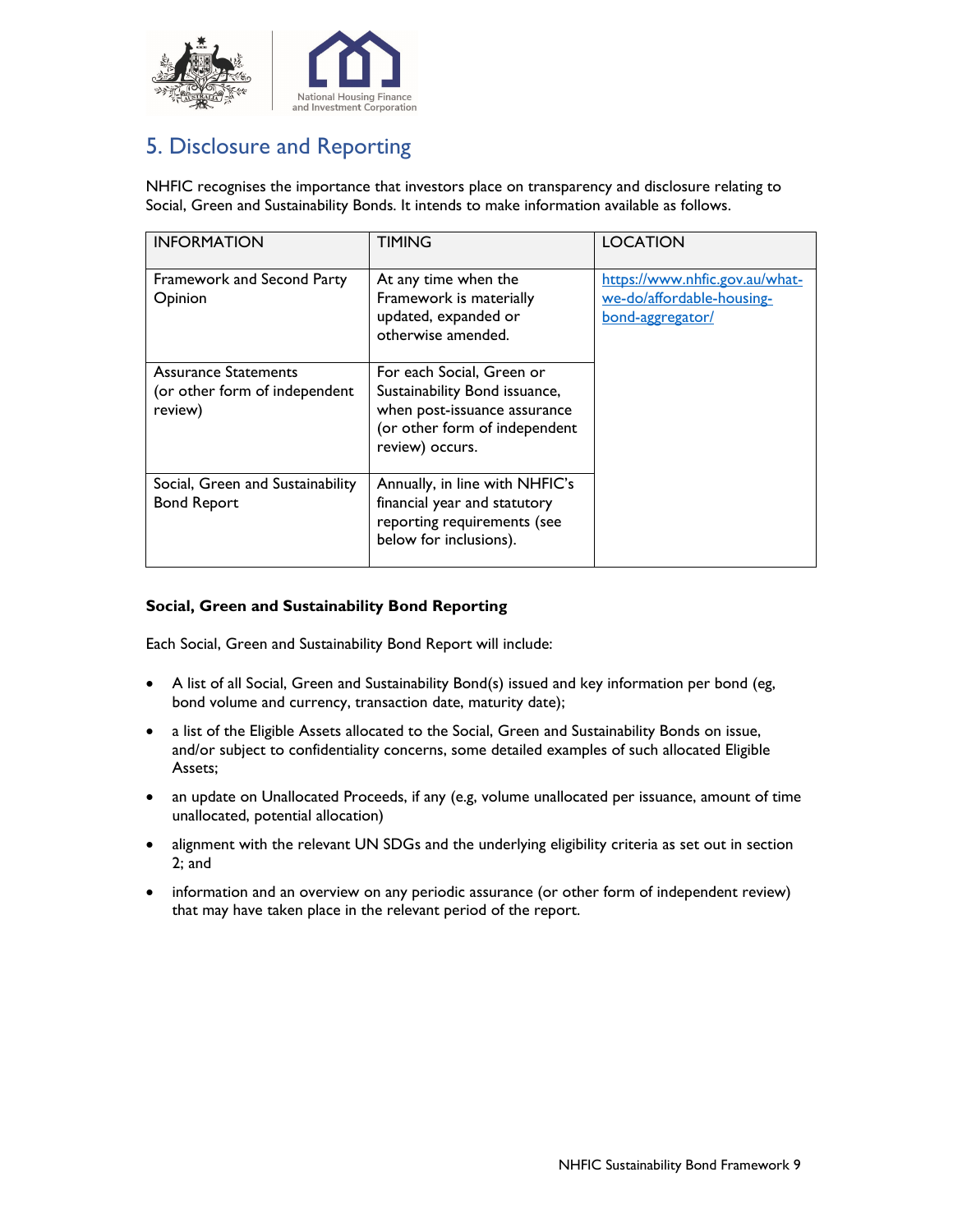## 5. Disclosure and Reporting

NHFIC recognises the importance that investors place on transparency and disclosure relating to Social, Green and Sustainability Bonds. It intends to make information available as follows.

| INFORMATION | TIMING | LOCATION |
|---|---|---|
| Framework and Second Party Opinion | At any time when the Framework is materially updated, expanded or otherwise amended. | https://www.nhfic.gov.au/what-we-do/affordable-housing-bond-aggregator/ |
| Assurance Statements (or other form of independent review) | For each Social, Green or Sustainability Bond issuance, when post-issuance assurance (or other form of independent review) occurs. | |
| Social, Green and Sustainability Bond Report | Annually, in line with NHFIC's financial year and statutory reporting requirements (see below for inclusions). | |

**Social, Green and Sustainability Bond Reporting**

Each Social, Green and Sustainability Bond Report will include:

- A list of all Social, Green and Sustainability Bond(s) issued and key information per bond (eg, bond volume and currency, transaction date, maturity date);
- a list of the Eligible Assets allocated to the Social, Green and Sustainability Bonds on issue, and/or subject to confidentiality concerns, some detailed examples of such allocated Eligible Assets;
- an update on Unallocated Proceeds, if any (e.g, volume unallocated per issuance, amount of time unallocated, potential allocation)
- alignment with the relevant UN SDGs and the underlying eligibility criteria as set out in section 2; and
- information and an overview on any periodic assurance (or other form of independent review) that may have taken place in the relevant period of the report.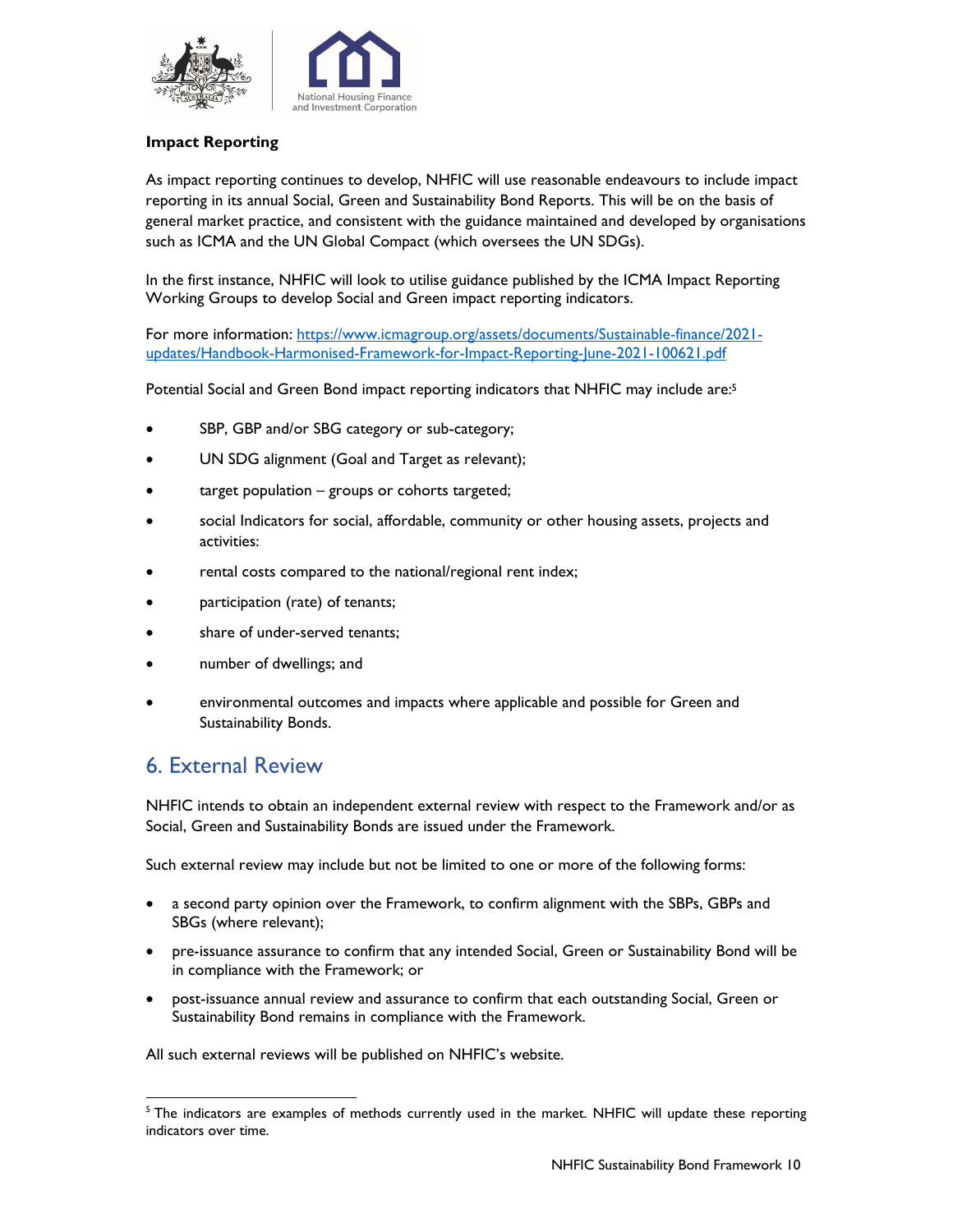**Impact Reporting**

As impact reporting continues to develop, NHFIC will use reasonable endeavours to include impact reporting in its annual Social, Green and Sustainability Bond Reports. This will be on the basis of general market practice, and consistent with the guidance maintained and developed by organisations such as ICMA and the UN Global Compact (which oversees the UN SDGs).

In the first instance, NHFIC will look to utilise guidance published by the ICMA Impact Reporting Working Groups to develop Social and Green impact reporting indicators.

For more information: [https://www.icmagroup.org/assets/documents/Sustainable-finance/2021-updates/Handbook-Harmonised-Framework-for-Impact-Reporting-June-2021-100621.pdf](https://www.icmagroup.org/assets/documents/Sustainable-finance/2021-updates/Handbook-Harmonised-Framework-for-Impact-Reporting-June-2021-100621.pdf)

Potential Social and Green Bond impact reporting indicators that NHFIC may include are:[5]

- SBP, GBP and/or SBG category or sub-category;
- UN SDG alignment (Goal and Target as relevant);
- target population – groups or cohorts targeted;
- social Indicators for social, affordable, community or other housing assets, projects and activities:
- rental costs compared to the national/regional rent index;
- participation (rate) of tenants;
- share of under-served tenants;
- number of dwellings; and
- environmental outcomes and impacts where applicable and possible for Green and Sustainability Bonds.

## 6. External Review

NHFIC intends to obtain an independent external review with respect to the Framework and/or as Social, Green and Sustainability Bonds are issued under the Framework.

Such external review may include but not be limited to one or more of the following forms:

- a second party opinion over the Framework, to confirm alignment with the SBPs, GBPs and SBGs (where relevant);
- pre-issuance assurance to confirm that any intended Social, Green or Sustainability Bond will be in compliance with the Framework; or
- post-issuance annual review and assurance to confirm that each outstanding Social, Green or Sustainability Bond remains in compliance with the Framework.

All such external reviews will be published on NHFIC's website.

---

[5] The indicators are examples of methods currently used in the market. NHFIC will update these reporting indicators over time.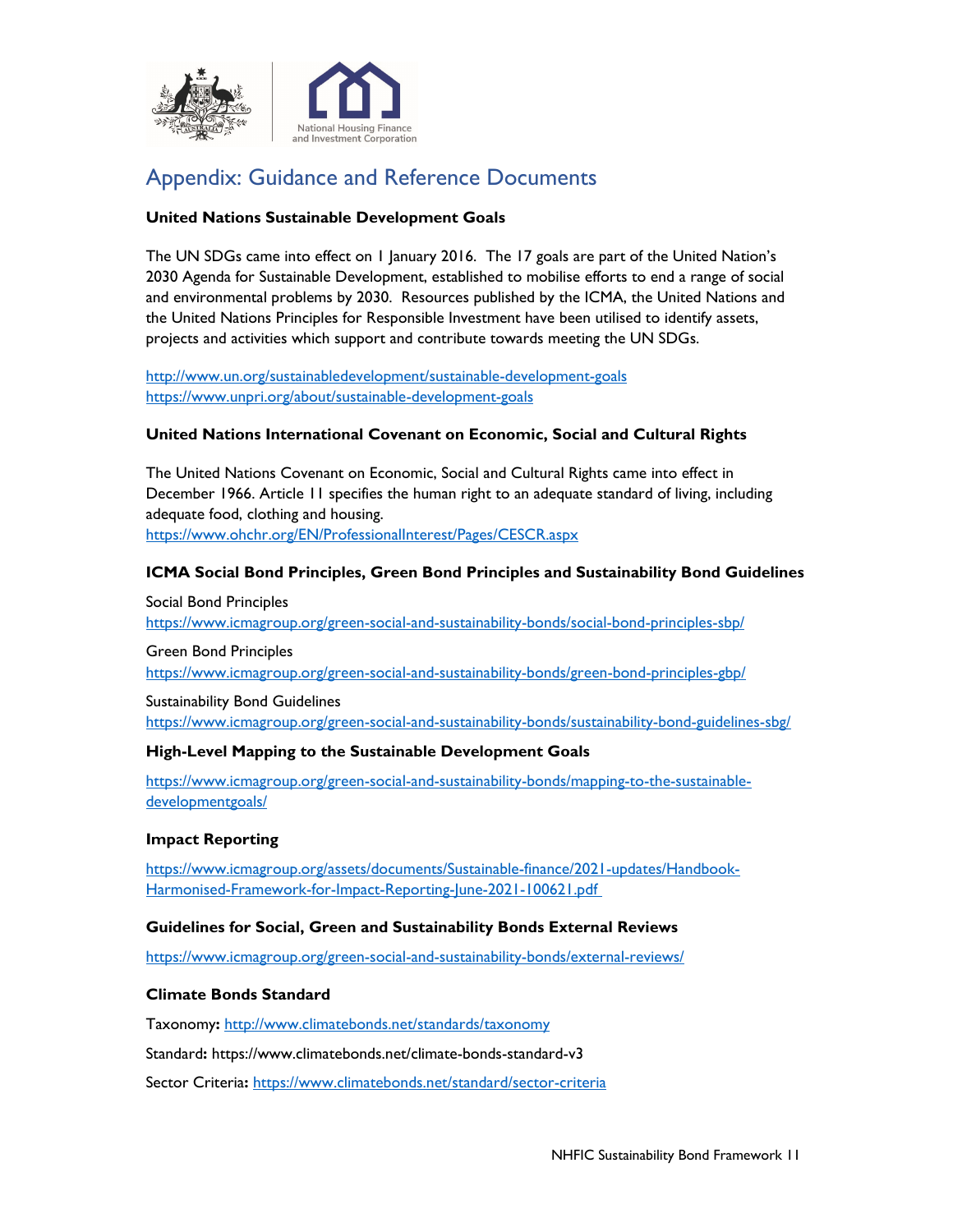# Appendix: Guidance and Reference Documents

**United Nations Sustainable Development Goals**

The UN SDGs came into effect on 1 January 2016. The 17 goals are part of the United Nation's 2030 Agenda for Sustainable Development, established to mobilise efforts to end a range of social and environmental problems by 2030. Resources published by the ICMA, the United Nations and the United Nations Principles for Responsible Investment have been utilised to identify assets, projects and activities which support and contribute towards meeting the UN SDGs.

http://www.un.org/sustainabledevelopment/sustainable-development-goals
https://www.unpri.org/about/sustainable-development-goals

**United Nations International Covenant on Economic, Social and Cultural Rights**

The United Nations Covenant on Economic, Social and Cultural Rights came into effect in December 1966. Article 11 specifies the human right to an adequate standard of living, including adequate food, clothing and housing.
https://www.ohchr.org/EN/ProfessionalInterest/Pages/CESCR.aspx

**ICMA Social Bond Principles, Green Bond Principles and Sustainability Bond Guidelines**

Social Bond Principles
https://www.icmagroup.org/green-social-and-sustainability-bonds/social-bond-principles-sbp/

Green Bond Principles
https://www.icmagroup.org/green-social-and-sustainability-bonds/green-bond-principles-gbp/

Sustainability Bond Guidelines
https://www.icmagroup.org/green-social-and-sustainability-bonds/sustainability-bond-guidelines-sbg/

**High-Level Mapping to the Sustainable Development Goals**

https://www.icmagroup.org/green-social-and-sustainability-bonds/mapping-to-the-sustainable-developmentgoals/

**Impact Reporting**

https://www.icmagroup.org/assets/documents/Sustainable-finance/2021-updates/Handbook-Harmonised-Framework-for-Impact-Reporting-June-2021-100621.pdf

**Guidelines for Social, Green and Sustainability Bonds External Reviews**

https://www.icmagroup.org/green-social-and-sustainability-bonds/external-reviews/

**Climate Bonds Standard**

Taxonomy**:** http://www.climatebonds.net/standards/taxonomy

Standard**:** https://www.climatebonds.net/climate-bonds-standard-v3

Sector Criteria**:** https://www.climatebonds.net/standard/sector-criteria